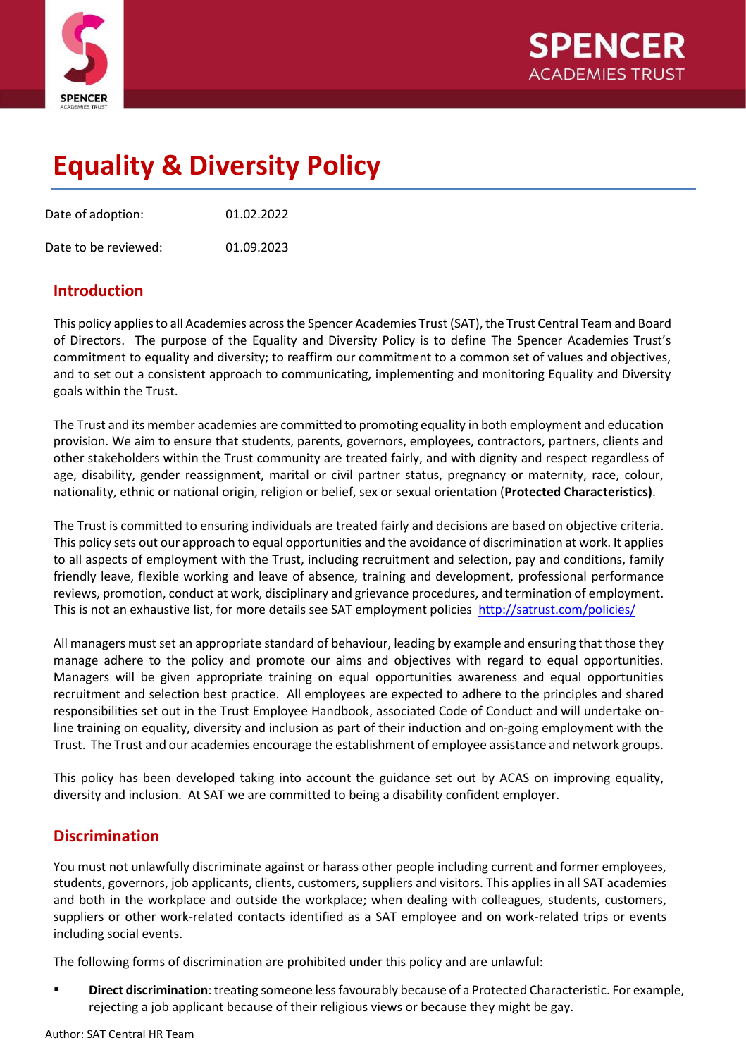# Equality & Diversity Policy

Date of adoption: 01.02.2022

Date to be reviewed: 01.09.2023

## Introduction

This policy applies to all Academies across the Spencer Academies Trust (SAT), the Trust Central Team and Board of Directors. The purpose of the Equality and Diversity Policy is to define The Spencer Academies Trust's commitment to equality and diversity; to reaffirm our commitment to a common set of values and objectives, and to set out a consistent approach to communicating, implementing and monitoring Equality and Diversity goals within the Trust.

The Trust and its member academies are committed to promoting equality in both employment and education provision. We aim to ensure that students, parents, governors, employees, contractors, partners, clients and other stakeholders within the Trust community are treated fairly, and with dignity and respect regardless of age, disability, gender reassignment, marital or civil partner status, pregnancy or maternity, race, colour, nationality, ethnic or national origin, religion or belief, sex or sexual orientation (**Protected Characteristics)**.

The Trust is committed to ensuring individuals are treated fairly and decisions are based on objective criteria. This policy sets out our approach to equal opportunities and the avoidance of discrimination at work. It applies to all aspects of employment with the Trust, including recruitment and selection, pay and conditions, family friendly leave, flexible working and leave of absence, training and development, professional performance reviews, promotion, conduct at work, disciplinary and grievance procedures, and termination of employment. This is not an exhaustive list, for more details see SAT employment policies http://satrust.com/policies/

All managers must set an appropriate standard of behaviour, leading by example and ensuring that those they manage adhere to the policy and promote our aims and objectives with regard to equal opportunities. Managers will be given appropriate training on equal opportunities awareness and equal opportunities recruitment and selection best practice. All employees are expected to adhere to the principles and shared responsibilities set out in the Trust Employee Handbook, associated Code of Conduct and will undertake on-line training on equality, diversity and inclusion as part of their induction and on-going employment with the Trust. The Trust and our academies encourage the establishment of employee assistance and network groups.

This policy has been developed taking into account the guidance set out by ACAS on improving equality, diversity and inclusion. At SAT we are committed to being a disability confident employer.

## Discrimination

You must not unlawfully discriminate against or harass other people including current and former employees, students, governors, job applicants, clients, customers, suppliers and visitors. This applies in all SAT academies and both in the workplace and outside the workplace; when dealing with colleagues, students, customers, suppliers or other work-related contacts identified as a SAT employee and on work-related trips or events including social events.

The following forms of discrimination are prohibited under this policy and are unlawful:

- **Direct discrimination**: treating someone less favourably because of a Protected Characteristic. For example, rejecting a job applicant because of their religious views or because they might be gay.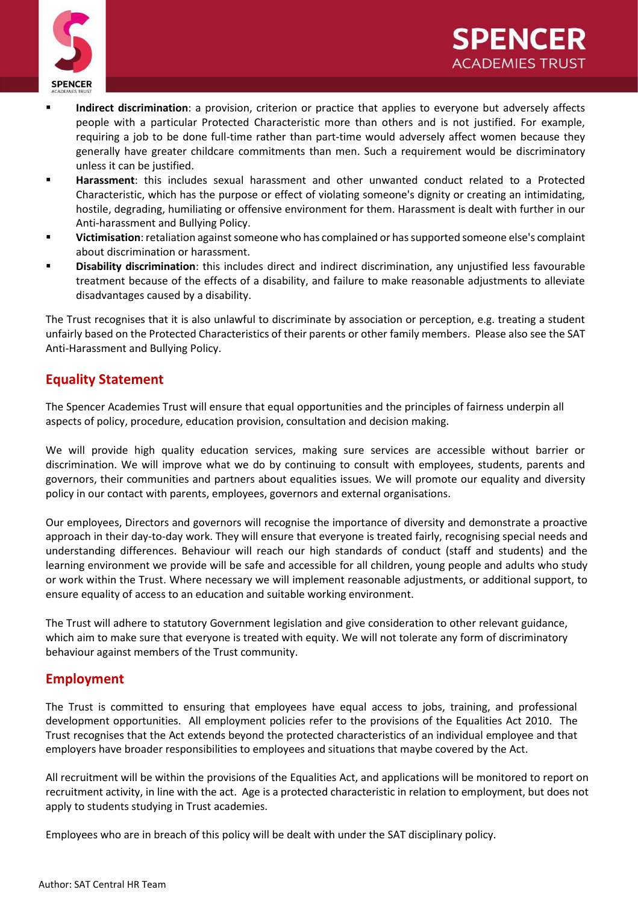- **Indirect discrimination**: a provision, criterion or practice that applies to everyone but adversely affects people with a particular Protected Characteristic more than others and is not justified. For example, requiring a job to be done full-time rather than part-time would adversely affect women because they generally have greater childcare commitments than men. Such a requirement would be discriminatory unless it can be justified.
- **Harassment**: this includes sexual harassment and other unwanted conduct related to a Protected Characteristic, which has the purpose or effect of violating someone's dignity or creating an intimidating, hostile, degrading, humiliating or offensive environment for them. Harassment is dealt with further in our Anti-harassment and Bullying Policy.
- **Victimisation**: retaliation against someone who has complained or has supported someone else's complaint about discrimination or harassment.
- **Disability discrimination**: this includes direct and indirect discrimination, any unjustified less favourable treatment because of the effects of a disability, and failure to make reasonable adjustments to alleviate disadvantages caused by a disability.

The Trust recognises that it is also unlawful to discriminate by association or perception, e.g. treating a student unfairly based on the Protected Characteristics of their parents or other family members. Please also see the SAT Anti-Harassment and Bullying Policy.

## Equality Statement

The Spencer Academies Trust will ensure that equal opportunities and the principles of fairness underpin all aspects of policy, procedure, education provision, consultation and decision making.

We will provide high quality education services, making sure services are accessible without barrier or discrimination. We will improve what we do by continuing to consult with employees, students, parents and governors, their communities and partners about equalities issues. We will promote our equality and diversity policy in our contact with parents, employees, governors and external organisations.

Our employees, Directors and governors will recognise the importance of diversity and demonstrate a proactive approach in their day-to-day work. They will ensure that everyone is treated fairly, recognising special needs and understanding differences. Behaviour will reach our high standards of conduct (staff and students) and the learning environment we provide will be safe and accessible for all children, young people and adults who study or work within the Trust. Where necessary we will implement reasonable adjustments, or additional support, to ensure equality of access to an education and suitable working environment.

The Trust will adhere to statutory Government legislation and give consideration to other relevant guidance, which aim to make sure that everyone is treated with equity. We will not tolerate any form of discriminatory behaviour against members of the Trust community.

## Employment

The Trust is committed to ensuring that employees have equal access to jobs, training, and professional development opportunities. All employment policies refer to the provisions of the Equalities Act 2010. The Trust recognises that the Act extends beyond the protected characteristics of an individual employee and that employers have broader responsibilities to employees and situations that maybe covered by the Act.

All recruitment will be within the provisions of the Equalities Act, and applications will be monitored to report on recruitment activity, in line with the act. Age is a protected characteristic in relation to employment, but does not apply to students studying in Trust academies.

Employees who are in breach of this policy will be dealt with under the SAT disciplinary policy.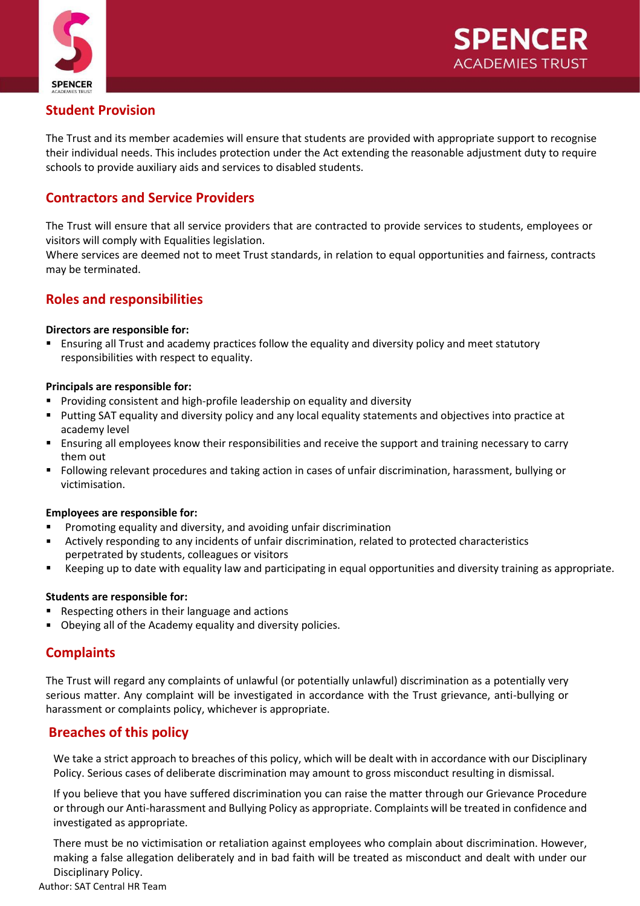## Student Provision

The Trust and its member academies will ensure that students are provided with appropriate support to recognise their individual needs. This includes protection under the Act extending the reasonable adjustment duty to require schools to provide auxiliary aids and services to disabled students.

## Contractors and Service Providers

The Trust will ensure that all service providers that are contracted to provide services to students, employees or visitors will comply with Equalities legislation.
Where services are deemed not to meet Trust standards, in relation to equal opportunities and fairness, contracts may be terminated.

## Roles and responsibilities

**Directors are responsible for:**

- Ensuring all Trust and academy practices follow the equality and diversity policy and meet statutory responsibilities with respect to equality.

**Principals are responsible for:**

- Providing consistent and high-profile leadership on equality and diversity
- Putting SAT equality and diversity policy and any local equality statements and objectives into practice at academy level
- Ensuring all employees know their responsibilities and receive the support and training necessary to carry them out
- Following relevant procedures and taking action in cases of unfair discrimination, harassment, bullying or victimisation.

**Employees are responsible for:**

- Promoting equality and diversity, and avoiding unfair discrimination
- Actively responding to any incidents of unfair discrimination, related to protected characteristics perpetrated by students, colleagues or visitors
- Keeping up to date with equality law and participating in equal opportunities and diversity training as appropriate.

**Students are responsible for:**

- Respecting others in their language and actions
- Obeying all of the Academy equality and diversity policies.

## Complaints

The Trust will regard any complaints of unlawful (or potentially unlawful) discrimination as a potentially very serious matter. Any complaint will be investigated in accordance with the Trust grievance, anti-bullying or harassment or complaints policy, whichever is appropriate.

## Breaches of this policy

We take a strict approach to breaches of this policy, which will be dealt with in accordance with our Disciplinary Policy. Serious cases of deliberate discrimination may amount to gross misconduct resulting in dismissal.

If you believe that you have suffered discrimination you can raise the matter through our Grievance Procedure or through our Anti-harassment and Bullying Policy as appropriate. Complaints will be treated in confidence and investigated as appropriate.

There must be no victimisation or retaliation against employees who complain about discrimination. However, making a false allegation deliberately and in bad faith will be treated as misconduct and dealt with under our Disciplinary Policy.

Author: SAT Central HR Team